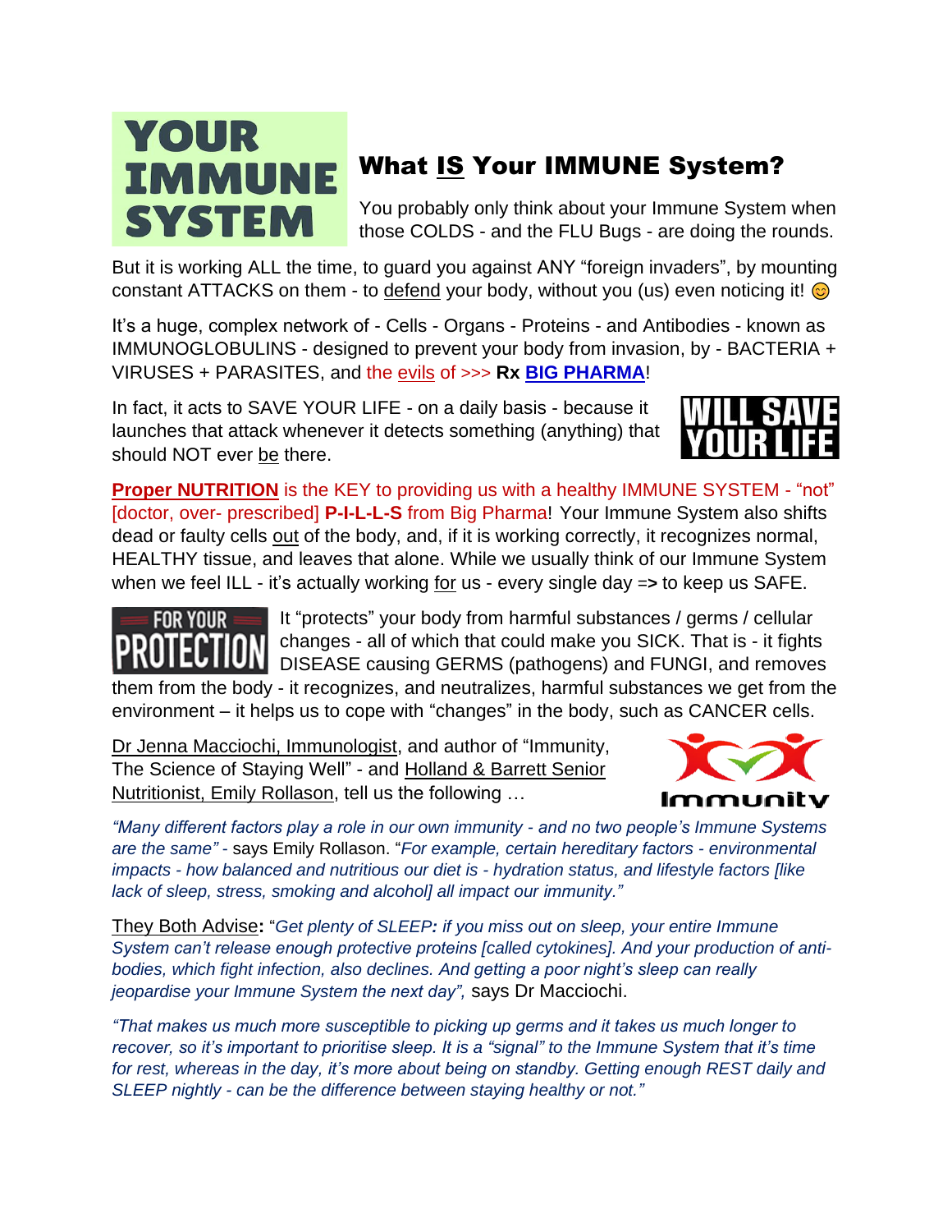# YOUR IMMUNE SYSTEM

## What IS Your IMMUNE System?

You probably only think about your Immune System when those COLDS - and the FLU Bugs - are doing the rounds.

But it is working ALL the time, to guard you against ANY "foreign invaders", by mounting constant ATTACKS on them - to defend your body, without you (us) even noticing it! 😊

It's a huge, complex network of - Cells - Organs - Proteins - and Antibodies - known as IMMUNOGLOBULINS - designed to prevent your body from invasion, by - BACTERIA + VIRUSES + PARASITES, and the evils of >>> **Rx** **BIG PHARMA**!

In fact, it acts to SAVE YOUR LIFE - on a daily basis - because it launches that attack whenever it detects something (anything) that should NOT ever be there.

WILL SAVE YOUR LIFE

**Proper NUTRITION** is the KEY to providing us with a healthy IMMUNE SYSTEM - "not" [doctor, over- prescribed] **P-I-L-L-S** from Big Pharma! Your Immune System also shifts dead or faulty cells out of the body, and, if it is working correctly, it recognizes normal, HEALTHY tissue, and leaves that alone. While we usually think of our Immune System when we feel ILL - it's actually working for us - every single day => to keep us SAFE.

FOR YOUR PROTECTION

It "protects" your body from harmful substances / germs / cellular changes - all of which that could make you SICK. That is - it fights DISEASE causing GERMS (pathogens) and FUNGI, and removes them from the body - it recognizes, and neutralizes, harmful substances we get from the environment – it helps us to cope with "changes" in the body, such as CANCER cells.

Dr Jenna Macciochi, Immunologist, and author of "Immunity, The Science of Staying Well" - and Holland & Barrett Senior Nutritionist, Emily Rollason, tell us the following …

Immunity

*"Many different factors play a role in our own immunity - and no two people's Immune Systems are the same"* - says Emily Rollason. "*For example, certain hereditary factors - environmental impacts - how balanced and nutritious our diet is - hydration status, and lifestyle factors [like lack of sleep, stress, smoking and alcohol] all impact our immunity."*

They Both Advise**:** "*Get plenty of SLEEP: if you miss out on sleep, your entire Immune System can't release enough protective proteins [called cytokines]. And your production of anti-bodies, which fight infection, also declines. And getting a poor night's sleep can really jeopardise your Immune System the next day",* says Dr Macciochi.

*"That makes us much more susceptible to picking up germs and it takes us much longer to recover, so it's important to prioritise sleep. It is a "signal" to the Immune System that it's time for rest, whereas in the day, it's more about being on standby. Getting enough REST daily and SLEEP nightly - can be the difference between staying healthy or not."*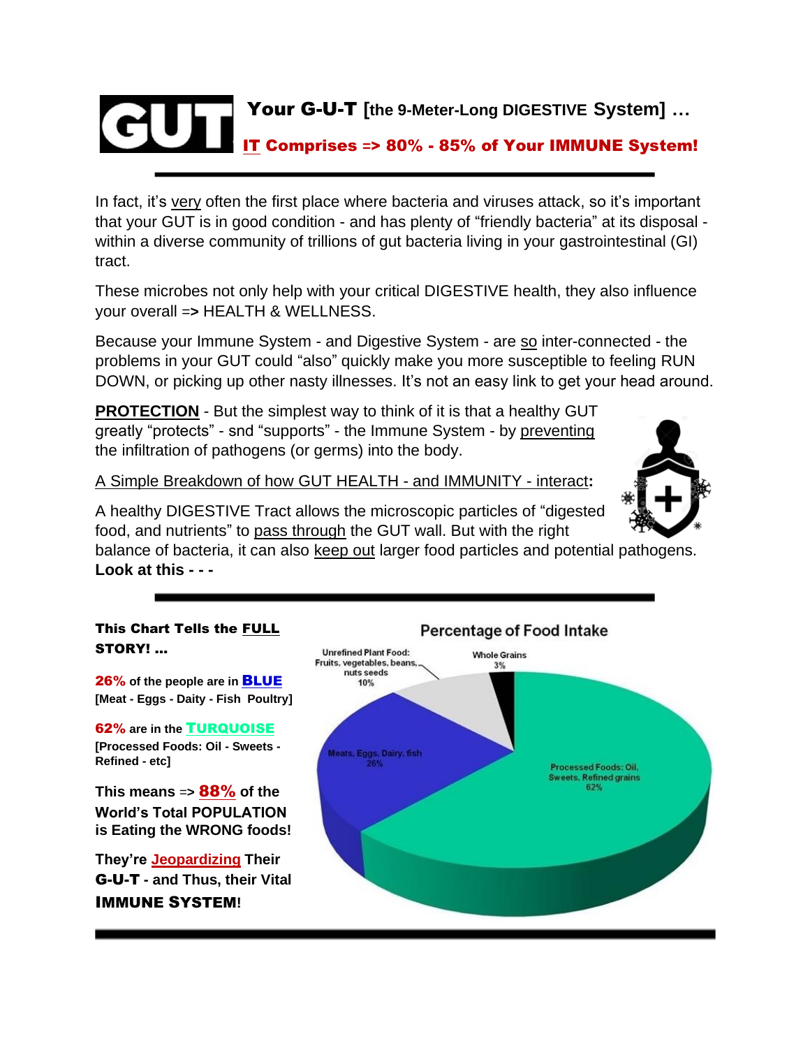# GUT Your G-U-T [the 9-Meter-Long DIGESTIVE System] …

## IT Comprises => 80% - 85% of Your IMMUNE System!

---

In fact, it's very often the first place where bacteria and viruses attack, so it's important that your GUT is in good condition - and has plenty of "friendly bacteria" at its disposal - within a diverse community of trillions of gut bacteria living in your gastrointestinal (GI) tract.

These microbes not only help with your critical DIGESTIVE health, they also influence your overall => HEALTH & WELLNESS.

Because your Immune System - and Digestive System - are so inter-connected - the problems in your GUT could "also" quickly make you more susceptible to feeling RUN DOWN, or picking up other nasty illnesses. It's not an easy link to get your head around.

**PROTECTION** - But the simplest way to think of it is that a healthy GUT greatly "protects" - snd "supports" - the Immune System - by preventing the infiltration of pathogens (or germs) into the body.

A Simple Breakdown of how GUT HEALTH - and IMMUNITY - interact**:**

A healthy DIGESTIVE Tract allows the microscopic particles of "digested food, and nutrients" to pass through the GUT wall. But with the right balance of bacteria, it can also keep out larger food particles and potential pathogens. **Look at this - - -**

---

**This Chart Tells the FULL STORY! …**

**26%** **of the people are in BLUE**
**[Meat - Eggs - Daity - Fish Poultry]**

**62%** **are in the TURQUOISE**
**[Processed Foods: Oil - Sweets - Refined - etc]**

**This means => 88% of the World's Total POPULATION is Eating the WRONG foods!**

**They're Jeopardizing Their G-U-T - and Thus, their Vital IMMUNE SYSTEM!**

**Percentage of Food Intake**

| Category | Percentage |
|---|---|
| Unrefined Plant Food: Fruits, vegetables, beans, nuts seeds | 10% |
| Whole Grains | 3% |
| Meats, Eggs, Dairy, fish | 26% |
| Processed Foods: Oil, Sweets, Refined grains | 62% |

---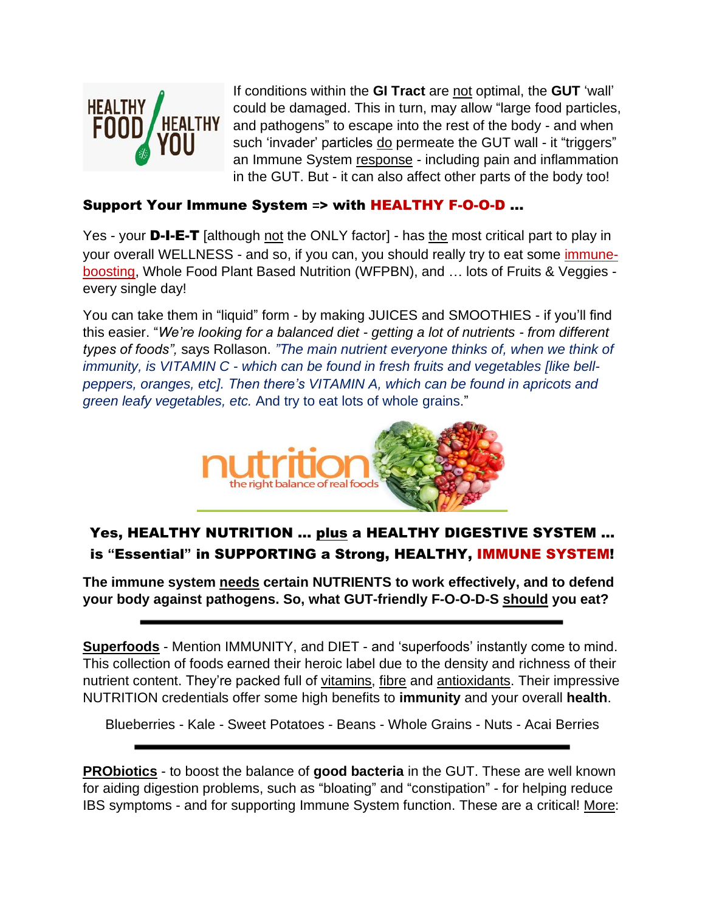If conditions within the **GI Tract** are not optimal, the **GUT** 'wall' could be damaged. This in turn, may allow "large food particles, and pathogens" to escape into the rest of the body - and when such 'invader' particles do permeate the GUT wall - it "triggers" an Immune System response - including pain and inflammation in the GUT. But - it can also affect other parts of the body too!

### Support Your Immune System => with HEALTHY F-O-O-D ...

Yes - your **D-I-E-T** [although not the ONLY factor] - has the most critical part to play in your overall WELLNESS - and so, if you can, you should really try to eat some immune-boosting, Whole Food Plant Based Nutrition (WFPBN), and … lots of Fruits & Veggies - every single day!

You can take them in "liquid" form - by making JUICES and SMOOTHIES - if you'll find this easier. "*We're looking for a balanced diet - getting a lot of nutrients - from different types of foods",* says Rollason. *"The main nutrient everyone thinks of, when we think of immunity, is VITAMIN C - which can be found in fresh fruits and vegetables [like bell-peppers, oranges, etc]. Then there's VITAMIN A, which can be found in apricots and green leafy vegetables, etc.* And try to eat lots of whole grains."

### Yes, HEALTHY NUTRITION … plus a HEALTHY DIGESTIVE SYSTEM … is "Essential" in SUPPORTING a Strong, HEALTHY, IMMUNE SYSTEM!

**The immune system needs certain NUTRIENTS to work effectively, and to defend your body against pathogens. So, what GUT-friendly F-O-O-D-S should you eat?**

---

**Superfoods** - Mention IMMUNITY, and DIET - and 'superfoods' instantly come to mind. This collection of foods earned their heroic label due to the density and richness of their nutrient content. They're packed full of vitamins, fibre and antioxidants. Their impressive NUTRITION credentials offer some high benefits to **immunity** and your overall **health**.

Blueberries - Kale - Sweet Potatoes - Beans - Whole Grains - Nuts - Acai Berries

---

**PRObiotics** - to boost the balance of **good bacteria** in the GUT. These are well known for aiding digestion problems, such as "bloating" and "constipation" - for helping reduce IBS symptoms - and for supporting Immune System function. These are a critical! More: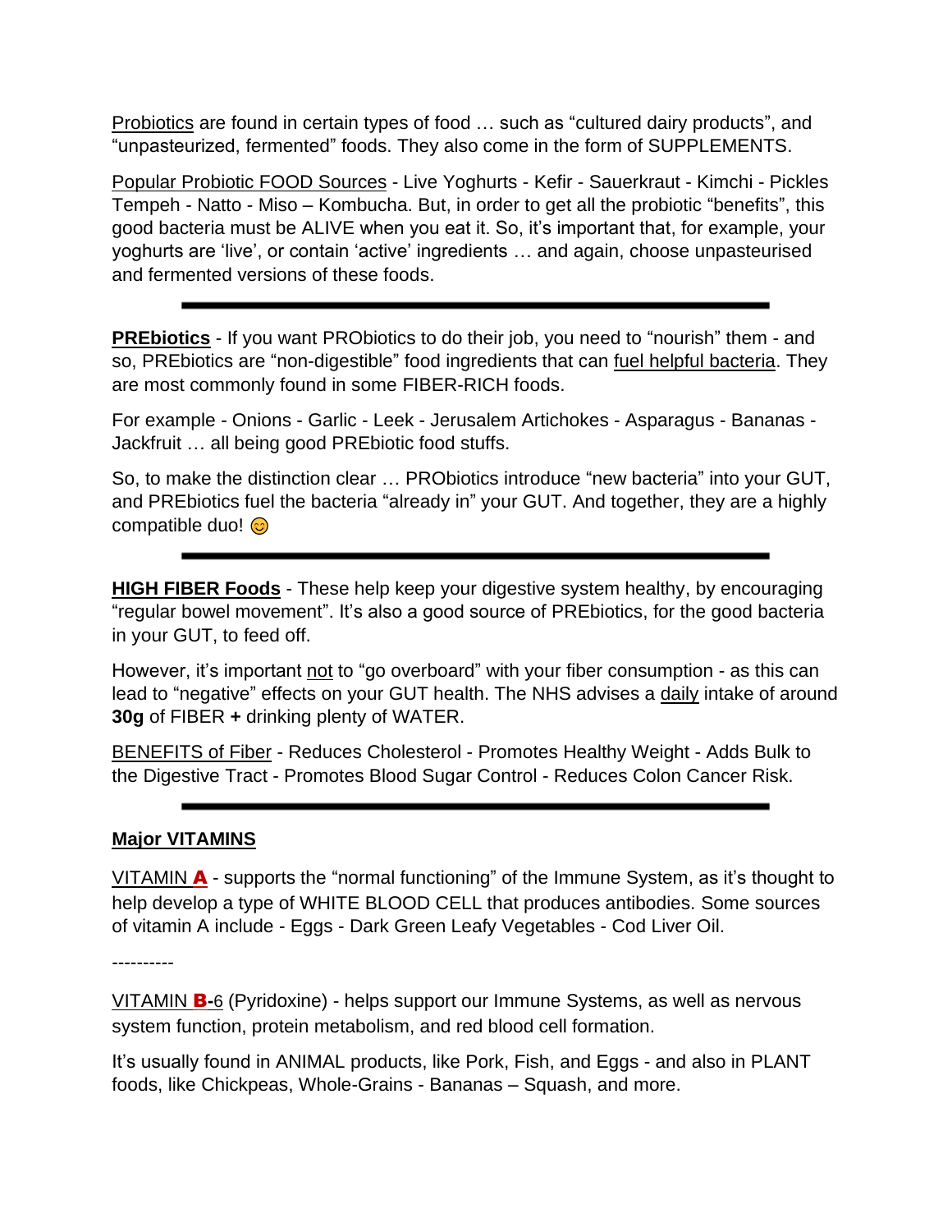<u>Probiotics</u> are found in certain types of food … such as “cultured dairy products”, and “unpasteurized, fermented” foods. They also come in the form of SUPPLEMENTS.

<u>Popular Probiotic FOOD Sources</u> - Live Yoghurts - Kefir - Sauerkraut - Kimchi - Pickles Tempeh - Natto - Miso – Kombucha. But, in order to get all the probiotic “benefits”, this good bacteria must be ALIVE when you eat it. So, it’s important that, for example, your yoghurts are ‘live’, or contain ‘active’ ingredients … and again, choose unpasteurised and fermented versions of these foods.

---

**<u>PREbiotics</u>** - If you want PRObiotics to do their job, you need to “nourish” them - and so, PREbiotics are “non-digestible” food ingredients that can <u>fuel helpful bacteria</u>. They are most commonly found in some FIBER-RICH foods.

For example - Onions - Garlic - Leek - Jerusalem Artichokes - Asparagus - Bananas - Jackfruit … all being good PREbiotic food stuffs.

So, to make the distinction clear … PRObiotics introduce “new bacteria” into your GUT, and PREbiotics fuel the bacteria “already in” your GUT. And together, they are a highly compatible duo! 😊

---

**<u>HIGH FIBER Foods</u>** - These help keep your digestive system healthy, by encouraging “regular bowel movement”. It’s also a good source of PREbiotics, for the good bacteria in your GUT, to feed off.

However, it’s important <u>not</u> to “go overboard” with your fiber consumption - as this can lead to “negative” effects on your GUT health. The NHS advises a <u>daily</u> intake of around **30g** of FIBER **+** drinking plenty of WATER.

<u>BENEFITS of Fiber</u> - Reduces Cholesterol - Promotes Healthy Weight - Adds Bulk to the Digestive Tract - Promotes Blood Sugar Control - Reduces Colon Cancer Risk.

---

**<u>Major VITAMINS</u>**

<u>VITAMIN **A**</u> - supports the “normal functioning” of the Immune System, as it’s thought to help develop a type of WHITE BLOOD CELL that produces antibodies. Some sources of vitamin A include - Eggs - Dark Green Leafy Vegetables - Cod Liver Oil.

----------

<u>VITAMIN **B-**6</u> (Pyridoxine) - helps support our Immune Systems, as well as nervous system function, protein metabolism, and red blood cell formation.

It’s usually found in ANIMAL products, like Pork, Fish, and Eggs - and also in PLANT foods, like Chickpeas, Whole-Grains - Bananas – Squash, and more.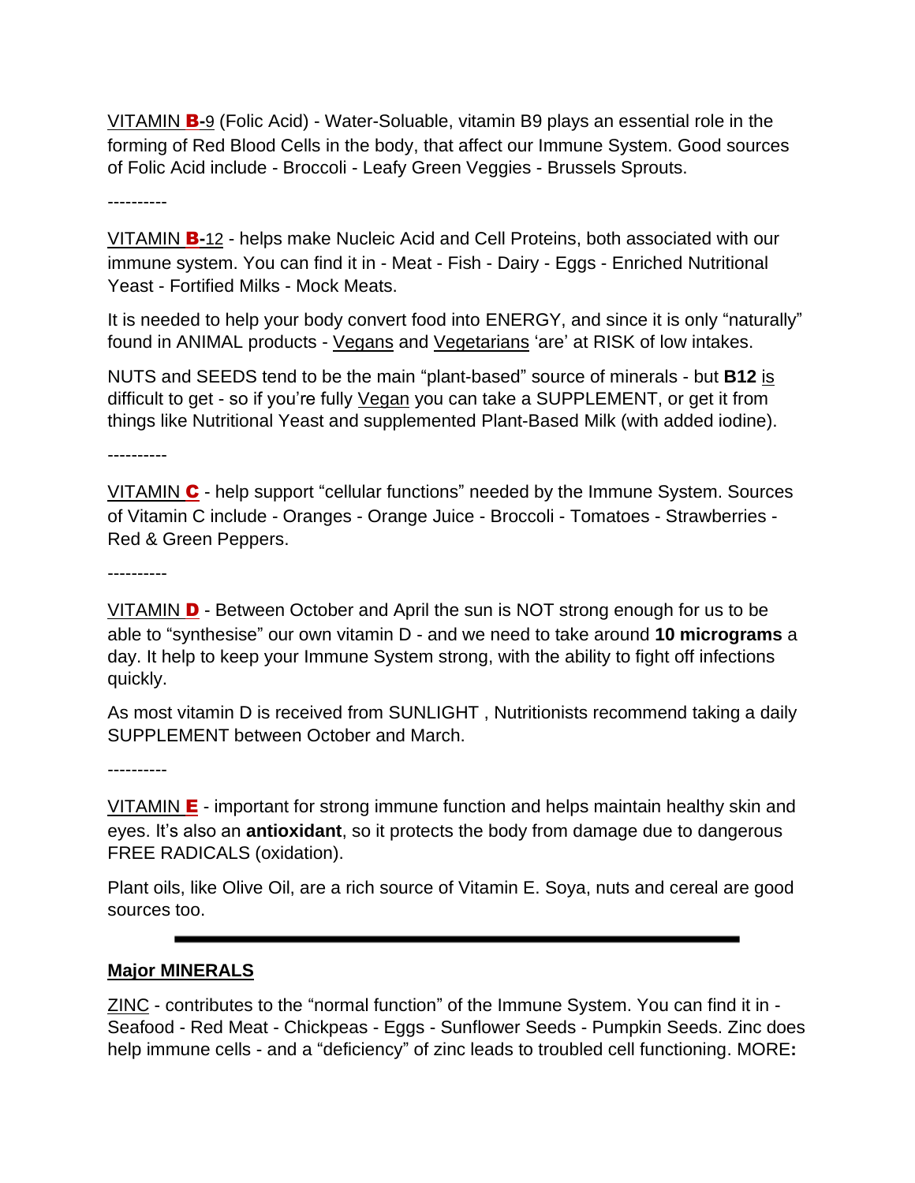VITAMIN **B**-9 (Folic Acid) - Water-Soluable, vitamin B9 plays an essential role in the forming of Red Blood Cells in the body, that affect our Immune System. Good sources of Folic Acid include - Broccoli - Leafy Green Veggies - Brussels Sprouts.

----------

VITAMIN **B**-12 - helps make Nucleic Acid and Cell Proteins, both associated with our immune system. You can find it in - Meat - Fish - Dairy - Eggs - Enriched Nutritional Yeast - Fortified Milks - Mock Meats.

It is needed to help your body convert food into ENERGY, and since it is only "naturally" found in ANIMAL products - Vegans and Vegetarians 'are' at RISK of low intakes.

NUTS and SEEDS tend to be the main "plant-based" source of minerals - but **B12** is difficult to get - so if you're fully Vegan you can take a SUPPLEMENT, or get it from things like Nutritional Yeast and supplemented Plant-Based Milk (with added iodine).

----------

VITAMIN **C** - help support "cellular functions" needed by the Immune System. Sources of Vitamin C include - Oranges - Orange Juice - Broccoli - Tomatoes - Strawberries - Red & Green Peppers.

----------

VITAMIN **D** - Between October and April the sun is NOT strong enough for us to be able to "synthesise" our own vitamin D - and we need to take around **10 micrograms** a day. It help to keep your Immune System strong, with the ability to fight off infections quickly.

As most vitamin D is received from SUNLIGHT , Nutritionists recommend taking a daily SUPPLEMENT between October and March.

----------

VITAMIN **E** - important for strong immune function and helps maintain healthy skin and eyes. It's also an **antioxidant**, so it protects the body from damage due to dangerous FREE RADICALS (oxidation).

Plant oils, like Olive Oil, are a rich source of Vitamin E. Soya, nuts and cereal are good sources too.

---

**Major MINERALS**

ZINC - contributes to the "normal function" of the Immune System. You can find it in - Seafood - Red Meat - Chickpeas - Eggs - Sunflower Seeds - Pumpkin Seeds. Zinc does help immune cells - and a "deficiency" of zinc leads to troubled cell functioning. MORE**:**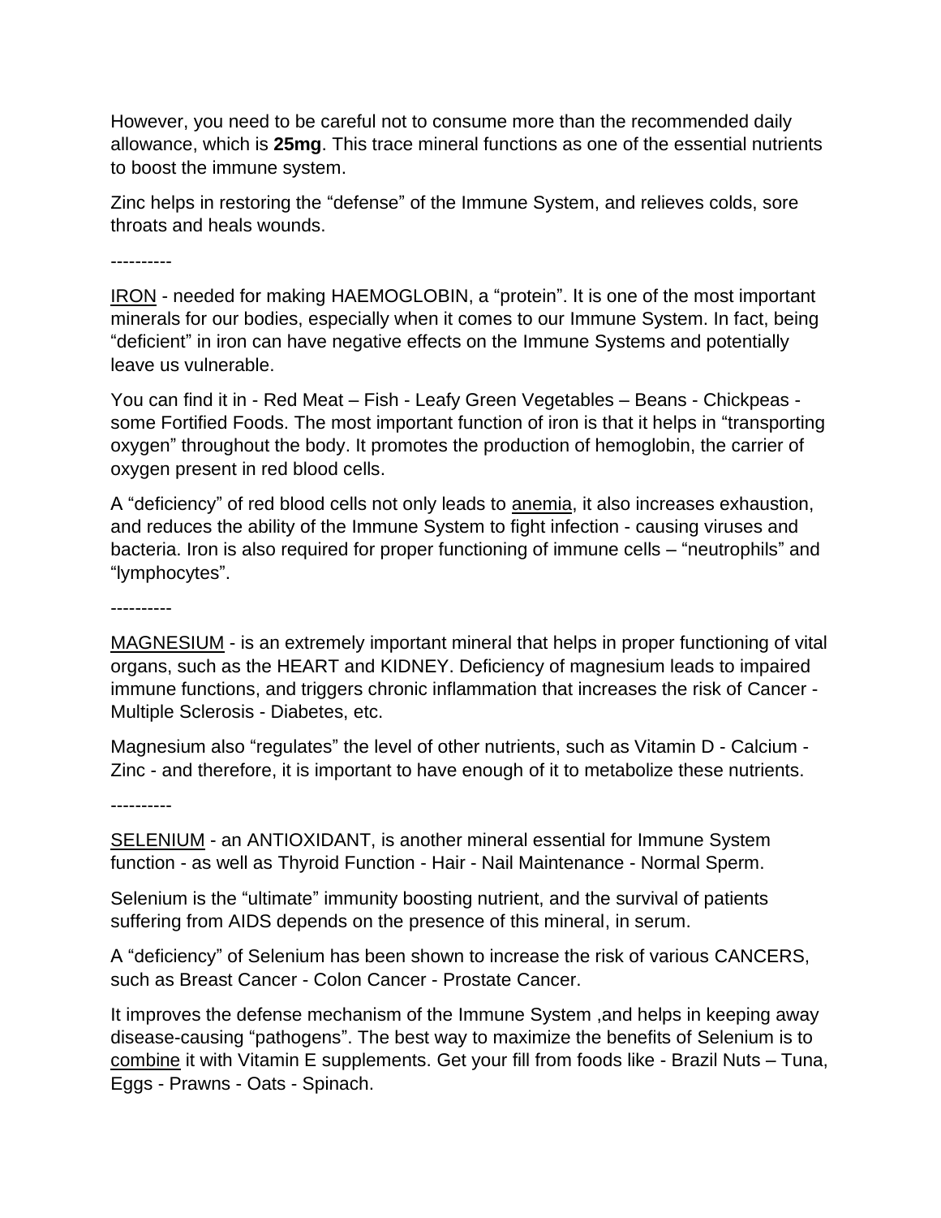However, you need to be careful not to consume more than the recommended daily allowance, which is **25mg**. This trace mineral functions as one of the essential nutrients to boost the immune system.

Zinc helps in restoring the "defense" of the Immune System, and relieves colds, sore throats and heals wounds.

----------

<u>IRON</u> - needed for making HAEMOGLOBIN, a "protein". It is one of the most important minerals for our bodies, especially when it comes to our Immune System. In fact, being "deficient" in iron can have negative effects on the Immune Systems and potentially leave us vulnerable.

You can find it in - Red Meat – Fish - Leafy Green Vegetables – Beans - Chickpeas - some Fortified Foods. The most important function of iron is that it helps in "transporting oxygen" throughout the body. It promotes the production of hemoglobin, the carrier of oxygen present in red blood cells.

A "deficiency" of red blood cells not only leads to <u>anemia</u>, it also increases exhaustion, and reduces the ability of the Immune System to fight infection - causing viruses and bacteria. Iron is also required for proper functioning of immune cells – "neutrophils" and "lymphocytes".

----------

<u>MAGNESIUM</u> - is an extremely important mineral that helps in proper functioning of vital organs, such as the HEART and KIDNEY. Deficiency of magnesium leads to impaired immune functions, and triggers chronic inflammation that increases the risk of Cancer - Multiple Sclerosis - Diabetes, etc.

Magnesium also "regulates" the level of other nutrients, such as Vitamin D - Calcium - Zinc - and therefore, it is important to have enough of it to metabolize these nutrients.

----------

<u>SELENIUM</u> - an ANTIOXIDANT, is another mineral essential for Immune System function - as well as Thyroid Function - Hair - Nail Maintenance - Normal Sperm.

Selenium is the "ultimate" immunity boosting nutrient, and the survival of patients suffering from AIDS depends on the presence of this mineral, in serum.

A "deficiency" of Selenium has been shown to increase the risk of various CANCERS, such as Breast Cancer - Colon Cancer - Prostate Cancer.

It improves the defense mechanism of the Immune System ,and helps in keeping away disease-causing "pathogens". The best way to maximize the benefits of Selenium is to <u>combine</u> it with Vitamin E supplements. Get your fill from foods like - Brazil Nuts – Tuna, Eggs - Prawns - Oats - Spinach.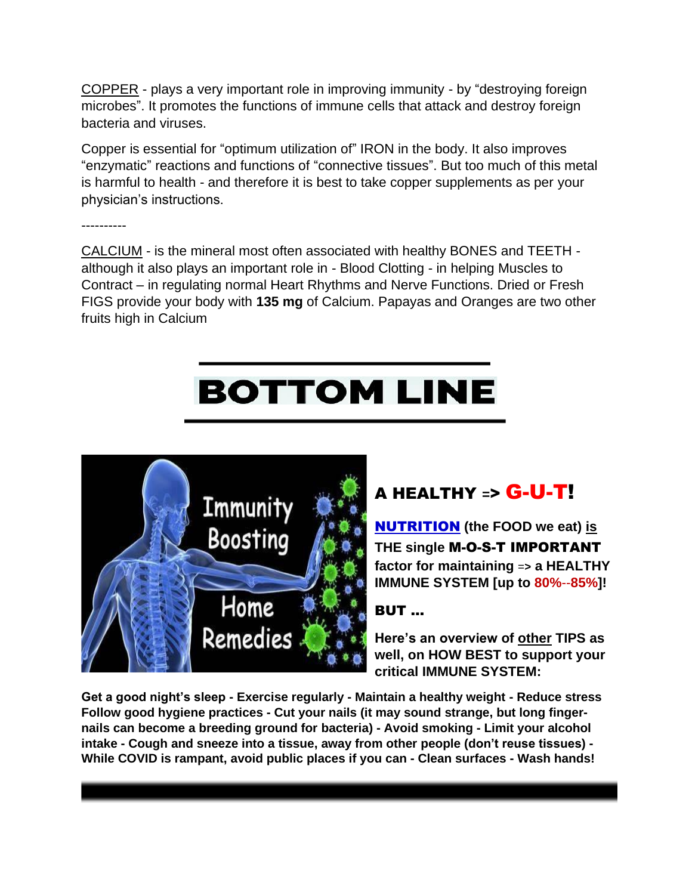COPPER - plays a very important role in improving immunity - by “destroying foreign microbes”. It promotes the functions of immune cells that attack and destroy foreign bacteria and viruses.

Copper is essential for “optimum utilization of” IRON in the body. It also improves “enzymatic” reactions and functions of “connective tissues”. But too much of this metal is harmful to health - and therefore it is best to take copper supplements as per your physician’s instructions.

----------

CALCIUM - is the mineral most often associated with healthy BONES and TEETH - although it also plays an important role in - Blood Clotting - in helping Muscles to Contract – in regulating normal Heart Rhythms and Nerve Functions. Dried or Fresh FIGS provide your body with **135 mg** of Calcium. Papayas and Oranges are two other fruits high in Calcium

# BOTTOM LINE

## A HEALTHY => G-U-T!

**NUTRITION (the FOOD we eat) is THE single M-O-S-T IMPORTANT factor for maintaining => a HEALTHY IMMUNE SYSTEM [up to 80%--85%]!**

**BUT …**

**Here’s an overview of other TIPS as well, on HOW BEST to support your critical IMMUNE SYSTEM:**

**Get a good night’s sleep - Exercise regularly - Maintain a healthy weight - Reduce stress Follow good hygiene practices - Cut your nails (it may sound strange, but long finger-nails can become a breeding ground for bacteria) - Avoid smoking - Limit your alcohol intake - Cough and sneeze into a tissue, away from other people (don’t reuse tissues) - While COVID is rampant, avoid public places if you can - Clean surfaces - Wash hands!**